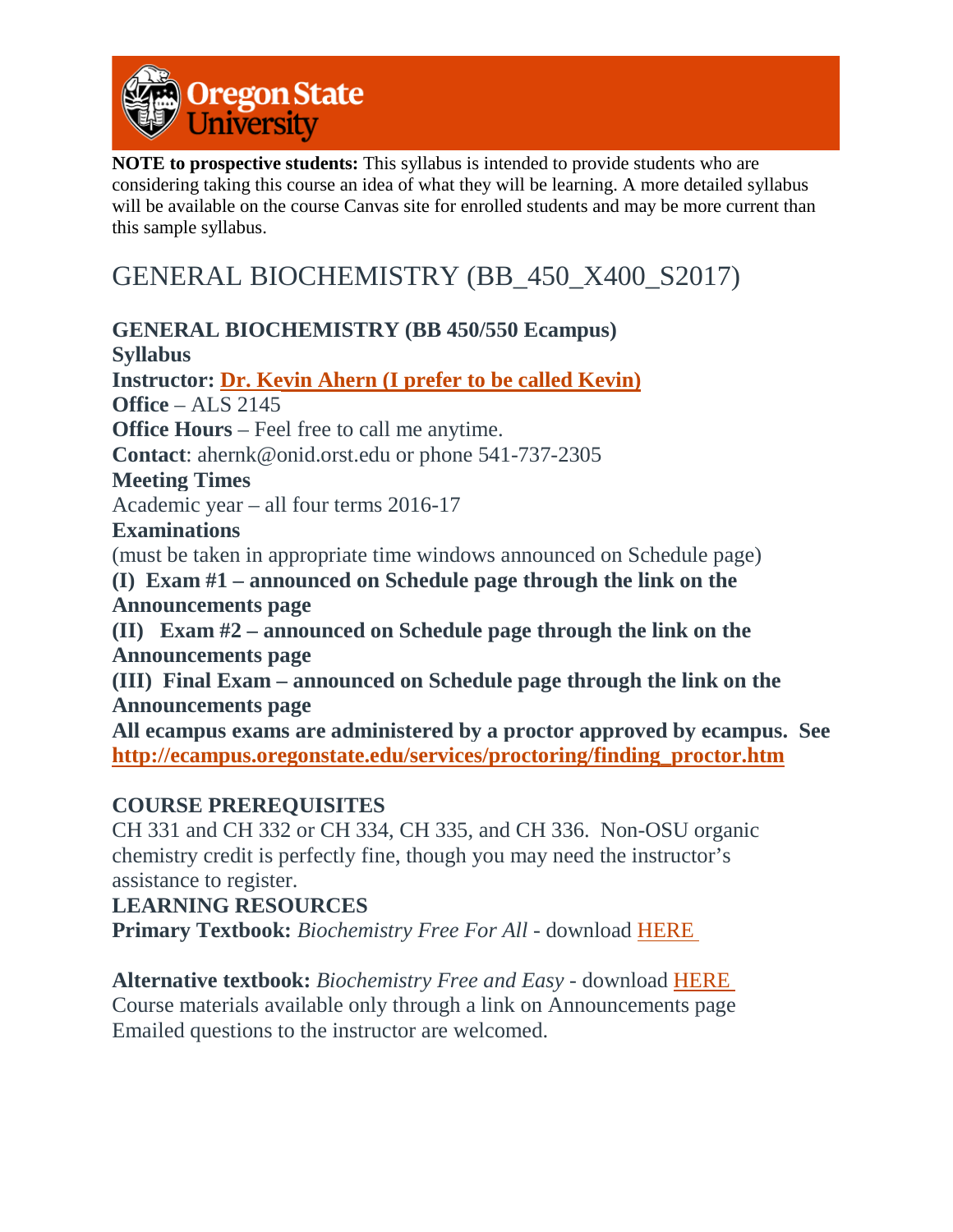**NOTE to prospective students:** This syllabus is intended to provide students who are considering taking this course an idea of what they will be learning. A more detailed syllabus will be available on the course Canvas site for enrolled students and may be more current than this sample syllabus.

# GENERAL BIOCHEMISTRY (BB_450_X400_S2017)

**GENERAL BIOCHEMISTRY (BB 450/550 Ecampus)**
**Syllabus**
**Instructor: Dr. Kevin Ahern (I prefer to be called Kevin)**
**Office** – ALS 2145
**Office Hours** – Feel free to call me anytime.
**Contact**: ahernk@onid.orst.edu or phone 541-737-2305
**Meeting Times**
Academic year – all four terms 2016-17
**Examinations**
(must be taken in appropriate time windows announced on Schedule page)
**(I) Exam #1 – announced on Schedule page through the link on the Announcements page**
**(II) Exam #2 – announced on Schedule page through the link on the Announcements page**
**(III) Final Exam – announced on Schedule page through the link on the Announcements page**
**All ecampus exams are administered by a proctor approved by ecampus. See http://ecampus.oregonstate.edu/services/proctoring/finding_proctor.htm**

**COURSE PREREQUISITES**
CH 331 and CH 332 or CH 334, CH 335, and CH 336. Non-OSU organic chemistry credit is perfectly fine, though you may need the instructor's assistance to register.
**LEARNING RESOURCES**
**Primary Textbook:** *Biochemistry Free For All* - download HERE

**Alternative textbook:** *Biochemistry Free and Easy* - download HERE
Course materials available only through a link on Announcements page
Emailed questions to the instructor are welcomed.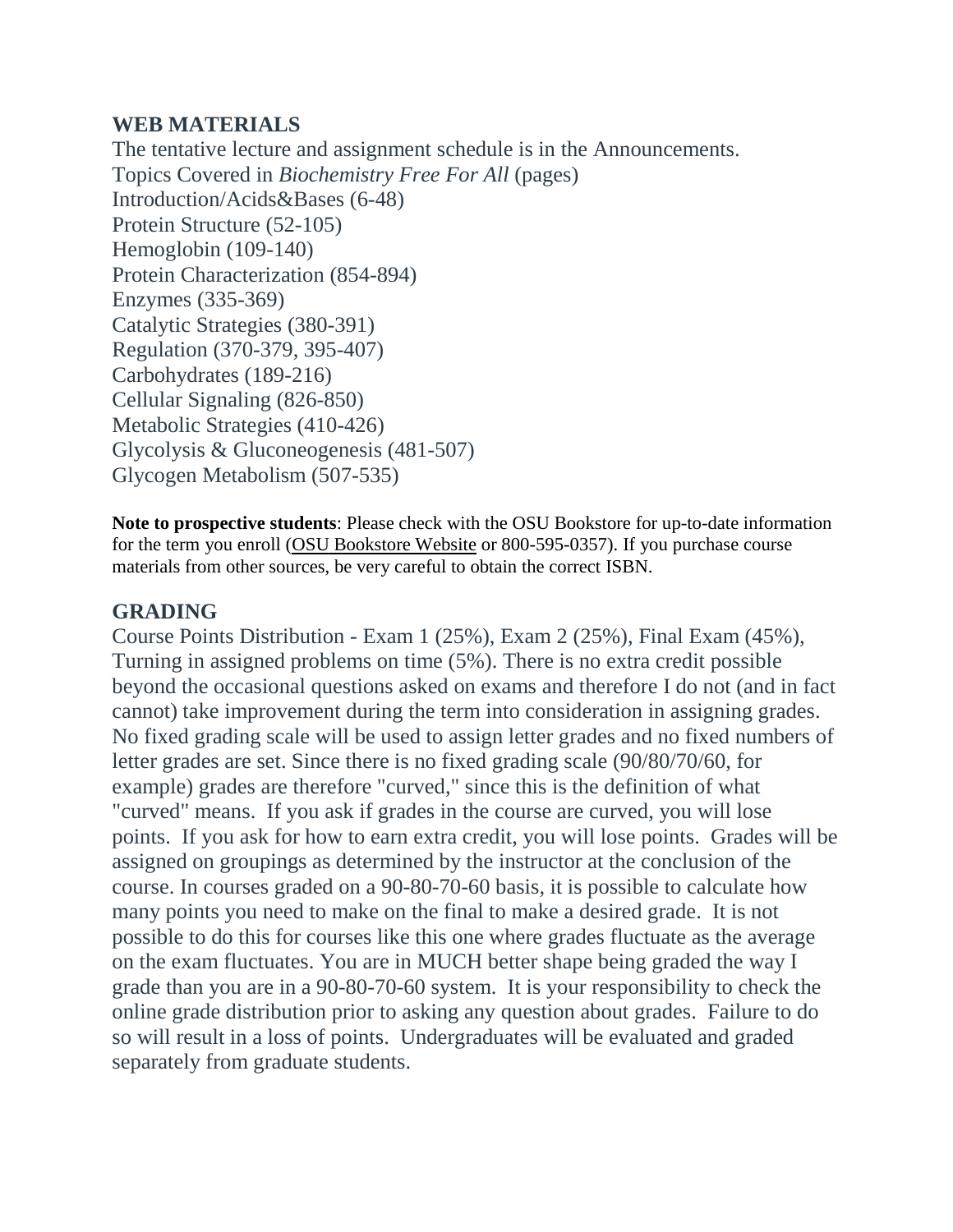## WEB MATERIALS

The tentative lecture and assignment schedule is in the Announcements.
Topics Covered in *Biochemistry Free For All* (pages)
Introduction/Acids&Bases (6-48)
Protein Structure (52-105)
Hemoglobin (109-140)
Protein Characterization (854-894)
Enzymes (335-369)
Catalytic Strategies (380-391)
Regulation (370-379, 395-407)
Carbohydrates (189-216)
Cellular Signaling (826-850)
Metabolic Strategies (410-426)
Glycolysis & Gluconeogenesis (481-507)
Glycogen Metabolism (507-535)

**Note to prospective students**: Please check with the OSU Bookstore for up-to-date information for the term you enroll (OSU Bookstore Website or 800-595-0357). If you purchase course materials from other sources, be very careful to obtain the correct ISBN.

## GRADING

Course Points Distribution - Exam 1 (25%), Exam 2 (25%), Final Exam (45%), Turning in assigned problems on time (5%). There is no extra credit possible beyond the occasional questions asked on exams and therefore I do not (and in fact cannot) take improvement during the term into consideration in assigning grades. No fixed grading scale will be used to assign letter grades and no fixed numbers of letter grades are set. Since there is no fixed grading scale (90/80/70/60, for example) grades are therefore "curved," since this is the definition of what "curved" means. If you ask if grades in the course are curved, you will lose points. If you ask for how to earn extra credit, you will lose points. Grades will be assigned on groupings as determined by the instructor at the conclusion of the course. In courses graded on a 90-80-70-60 basis, it is possible to calculate how many points you need to make on the final to make a desired grade. It is not possible to do this for courses like this one where grades fluctuate as the average on the exam fluctuates. You are in MUCH better shape being graded the way I grade than you are in a 90-80-70-60 system. It is your responsibility to check the online grade distribution prior to asking any question about grades. Failure to do so will result in a loss of points. Undergraduates will be evaluated and graded separately from graduate students.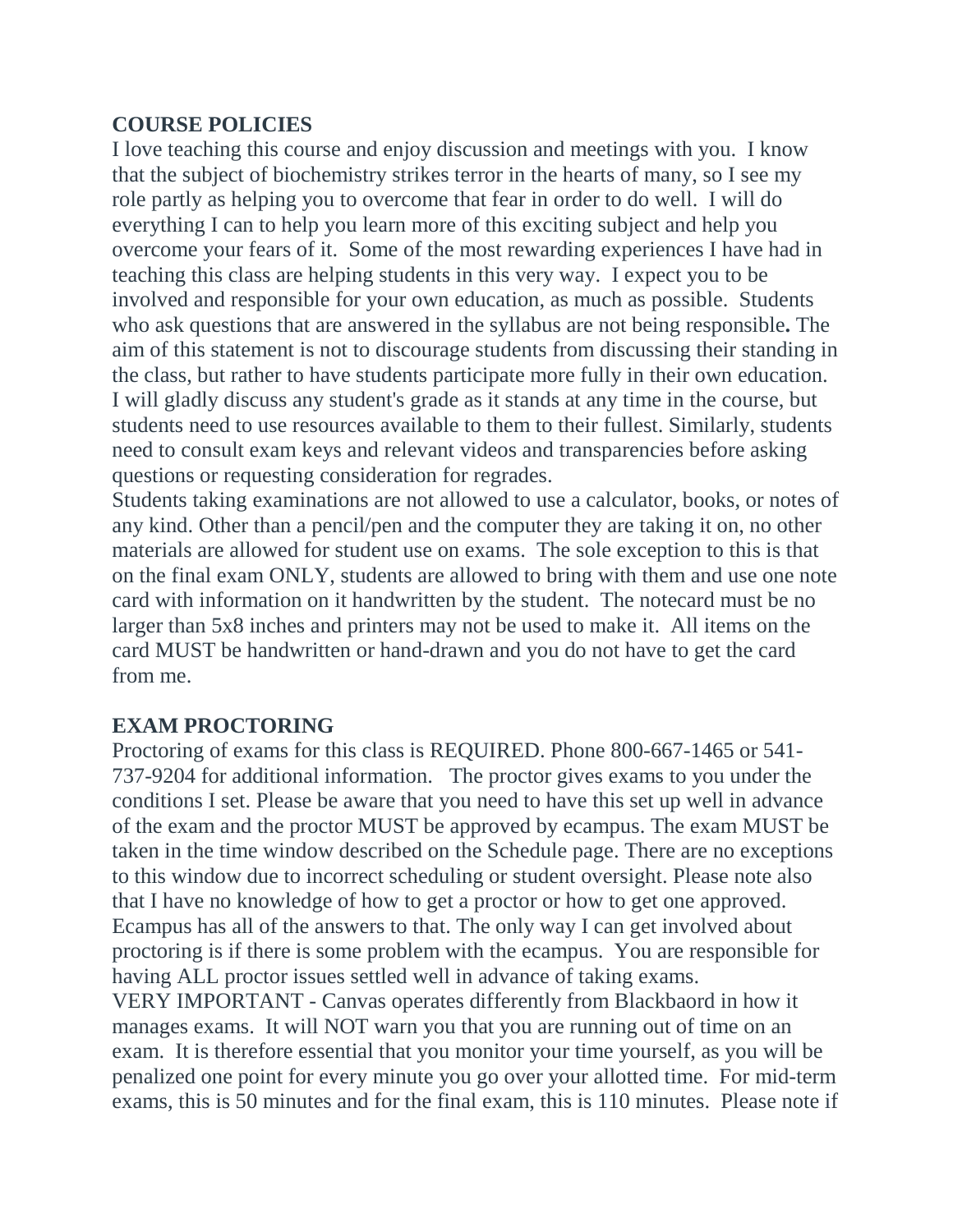## COURSE POLICIES

I love teaching this course and enjoy discussion and meetings with you. I know that the subject of biochemistry strikes terror in the hearts of many, so I see my role partly as helping you to overcome that fear in order to do well. I will do everything I can to help you learn more of this exciting subject and help you overcome your fears of it. Some of the most rewarding experiences I have had in teaching this class are helping students in this very way. I expect you to be involved and responsible for your own education, as much as possible. Students who ask questions that are answered in the syllabus are not being responsible**.** The aim of this statement is not to discourage students from discussing their standing in the class, but rather to have students participate more fully in their own education. I will gladly discuss any student's grade as it stands at any time in the course, but students need to use resources available to them to their fullest. Similarly, students need to consult exam keys and relevant videos and transparencies before asking questions or requesting consideration for regrades.

Students taking examinations are not allowed to use a calculator, books, or notes of any kind. Other than a pencil/pen and the computer they are taking it on, no other materials are allowed for student use on exams. The sole exception to this is that on the final exam ONLY, students are allowed to bring with them and use one note card with information on it handwritten by the student. The notecard must be no larger than 5x8 inches and printers may not be used to make it. All items on the card MUST be handwritten or hand-drawn and you do not have to get the card from me.

## EXAM PROCTORING

Proctoring of exams for this class is REQUIRED. Phone 800-667-1465 or 541-737-9204 for additional information. The proctor gives exams to you under the conditions I set. Please be aware that you need to have this set up well in advance of the exam and the proctor MUST be approved by ecampus. The exam MUST be taken in the time window described on the Schedule page. There are no exceptions to this window due to incorrect scheduling or student oversight. Please note also that I have no knowledge of how to get a proctor or how to get one approved. Ecampus has all of the answers to that. The only way I can get involved about proctoring is if there is some problem with the ecampus. You are responsible for having ALL proctor issues settled well in advance of taking exams.

VERY IMPORTANT - Canvas operates differently from Blackbaord in how it manages exams. It will NOT warn you that you are running out of time on an exam. It is therefore essential that you monitor your time yourself, as you will be penalized one point for every minute you go over your allotted time. For mid-term exams, this is 50 minutes and for the final exam, this is 110 minutes. Please note if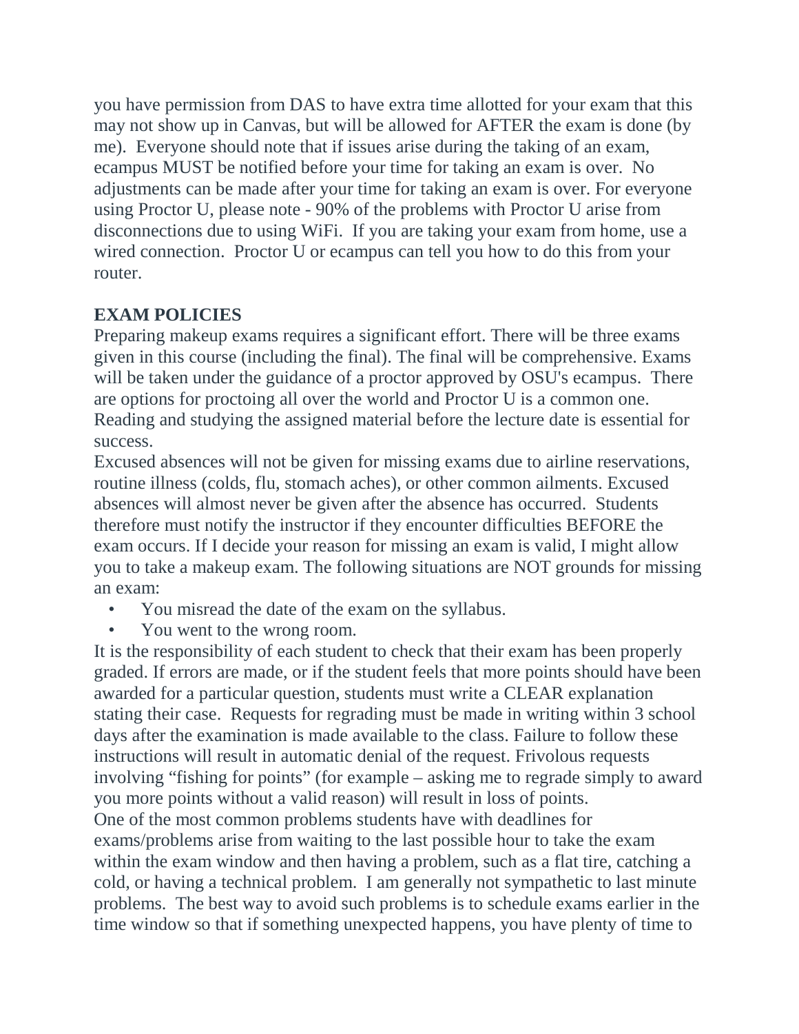you have permission from DAS to have extra time allotted for your exam that this may not show up in Canvas, but will be allowed for AFTER the exam is done (by me). Everyone should note that if issues arise during the taking of an exam, ecampus MUST be notified before your time for taking an exam is over. No adjustments can be made after your time for taking an exam is over. For everyone using Proctor U, please note - 90% of the problems with Proctor U arise from disconnections due to using WiFi. If you are taking your exam from home, use a wired connection. Proctor U or ecampus can tell you how to do this from your router.

**EXAM POLICIES**

Preparing makeup exams requires a significant effort. There will be three exams given in this course (including the final). The final will be comprehensive. Exams will be taken under the guidance of a proctor approved by OSU's ecampus. There are options for proctoing all over the world and Proctor U is a common one. Reading and studying the assigned material before the lecture date is essential for success.

Excused absences will not be given for missing exams due to airline reservations, routine illness (colds, flu, stomach aches), or other common ailments. Excused absences will almost never be given after the absence has occurred. Students therefore must notify the instructor if they encounter difficulties BEFORE the exam occurs. If I decide your reason for missing an exam is valid, I might allow you to take a makeup exam. The following situations are NOT grounds for missing an exam:

- You misread the date of the exam on the syllabus.
- You went to the wrong room.

It is the responsibility of each student to check that their exam has been properly graded. If errors are made, or if the student feels that more points should have been awarded for a particular question, students must write a CLEAR explanation stating their case. Requests for regrading must be made in writing within 3 school days after the examination is made available to the class. Failure to follow these instructions will result in automatic denial of the request. Frivolous requests involving "fishing for points" (for example – asking me to regrade simply to award you more points without a valid reason) will result in loss of points.

One of the most common problems students have with deadlines for exams/problems arise from waiting to the last possible hour to take the exam within the exam window and then having a problem, such as a flat tire, catching a cold, or having a technical problem. I am generally not sympathetic to last minute problems. The best way to avoid such problems is to schedule exams earlier in the time window so that if something unexpected happens, you have plenty of time to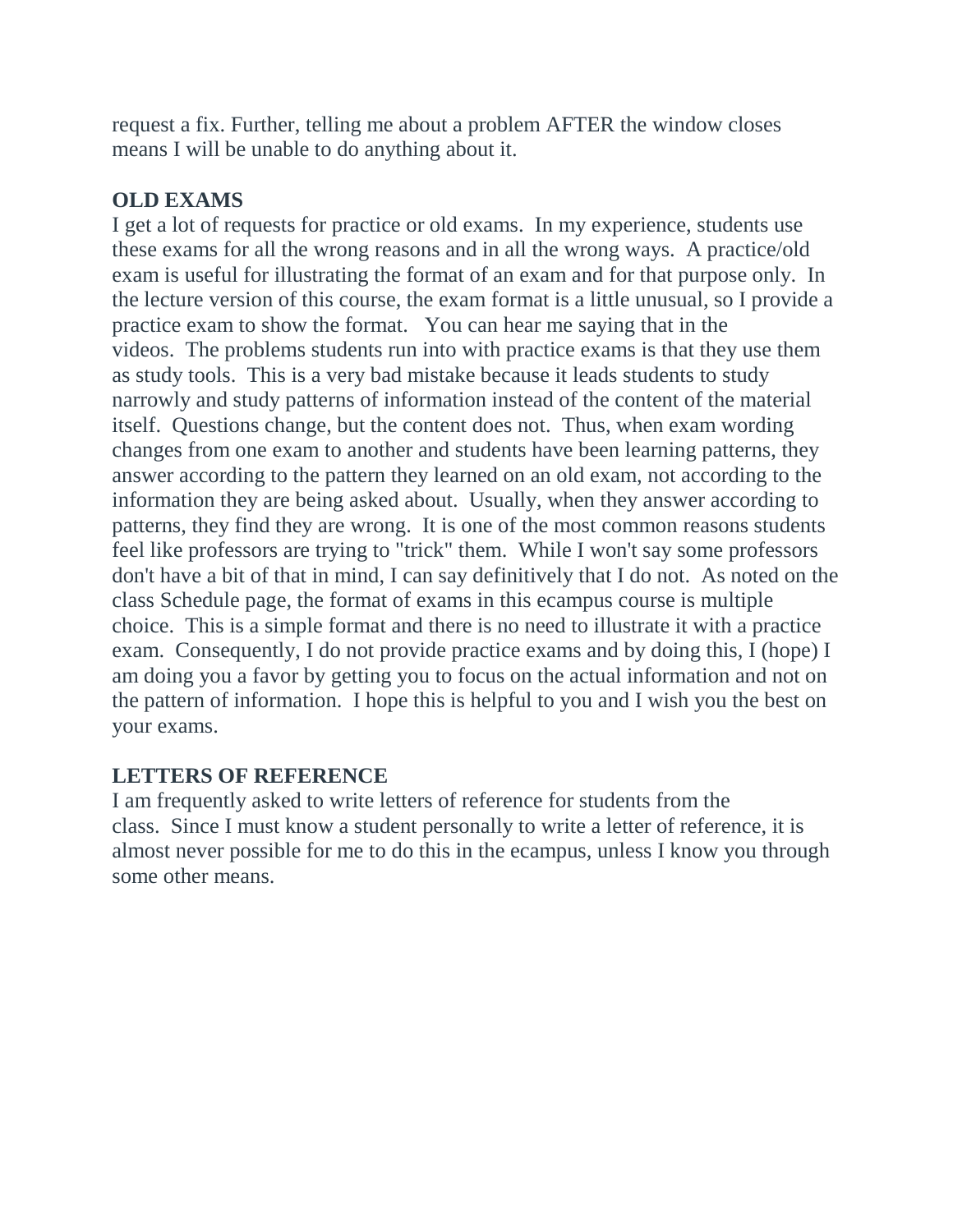request a fix. Further, telling me about a problem AFTER the window closes means I will be unable to do anything about it.

**OLD EXAMS**

I get a lot of requests for practice or old exams. In my experience, students use these exams for all the wrong reasons and in all the wrong ways. A practice/old exam is useful for illustrating the format of an exam and for that purpose only. In the lecture version of this course, the exam format is a little unusual, so I provide a practice exam to show the format. You can hear me saying that in the videos. The problems students run into with practice exams is that they use them as study tools. This is a very bad mistake because it leads students to study narrowly and study patterns of information instead of the content of the material itself. Questions change, but the content does not. Thus, when exam wording changes from one exam to another and students have been learning patterns, they answer according to the pattern they learned on an old exam, not according to the information they are being asked about. Usually, when they answer according to patterns, they find they are wrong. It is one of the most common reasons students feel like professors are trying to "trick" them. While I won't say some professors don't have a bit of that in mind, I can say definitively that I do not. As noted on the class Schedule page, the format of exams in this ecampus course is multiple choice. This is a simple format and there is no need to illustrate it with a practice exam. Consequently, I do not provide practice exams and by doing this, I (hope) I am doing you a favor by getting you to focus on the actual information and not on the pattern of information. I hope this is helpful to you and I wish you the best on your exams.

**LETTERS OF REFERENCE**

I am frequently asked to write letters of reference for students from the class. Since I must know a student personally to write a letter of reference, it is almost never possible for me to do this in the ecampus, unless I know you through some other means.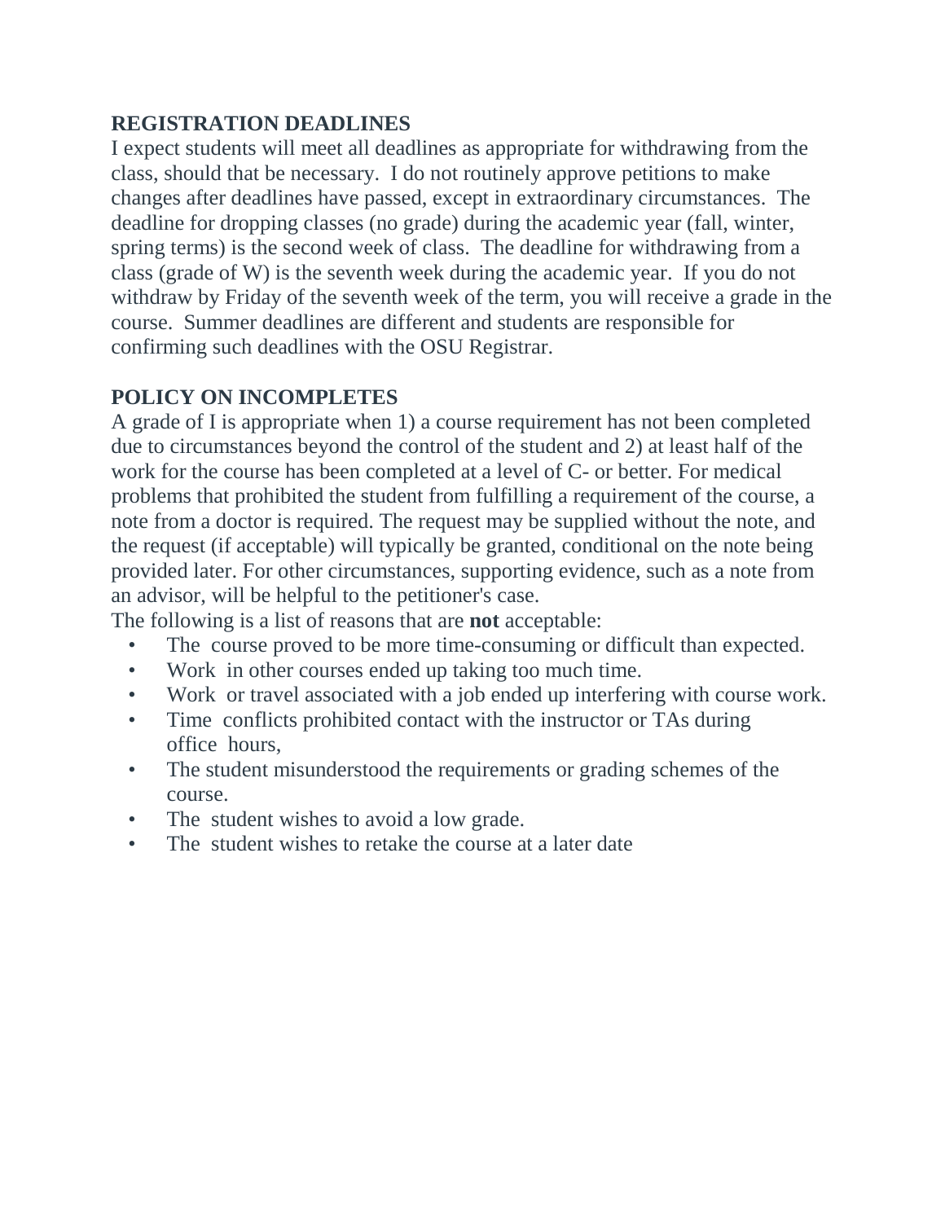## REGISTRATION DEADLINES

I expect students will meet all deadlines as appropriate for withdrawing from the class, should that be necessary. I do not routinely approve petitions to make changes after deadlines have passed, except in extraordinary circumstances. The deadline for dropping classes (no grade) during the academic year (fall, winter, spring terms) is the second week of class. The deadline for withdrawing from a class (grade of W) is the seventh week during the academic year. If you do not withdraw by Friday of the seventh week of the term, you will receive a grade in the course. Summer deadlines are different and students are responsible for confirming such deadlines with the OSU Registrar.

## POLICY ON INCOMPLETES

A grade of I is appropriate when 1) a course requirement has not been completed due to circumstances beyond the control of the student and 2) at least half of the work for the course has been completed at a level of C- or better. For medical problems that prohibited the student from fulfilling a requirement of the course, a note from a doctor is required. The request may be supplied without the note, and the request (if acceptable) will typically be granted, conditional on the note being provided later. For other circumstances, supporting evidence, such as a note from an advisor, will be helpful to the petitioner's case.

The following is a list of reasons that are **not** acceptable:

- The course proved to be more time-consuming or difficult than expected.
- Work in other courses ended up taking too much time.
- Work or travel associated with a job ended up interfering with course work.
- Time conflicts prohibited contact with the instructor or TAs during office hours,
- The student misunderstood the requirements or grading schemes of the course.
- The student wishes to avoid a low grade.
- The student wishes to retake the course at a later date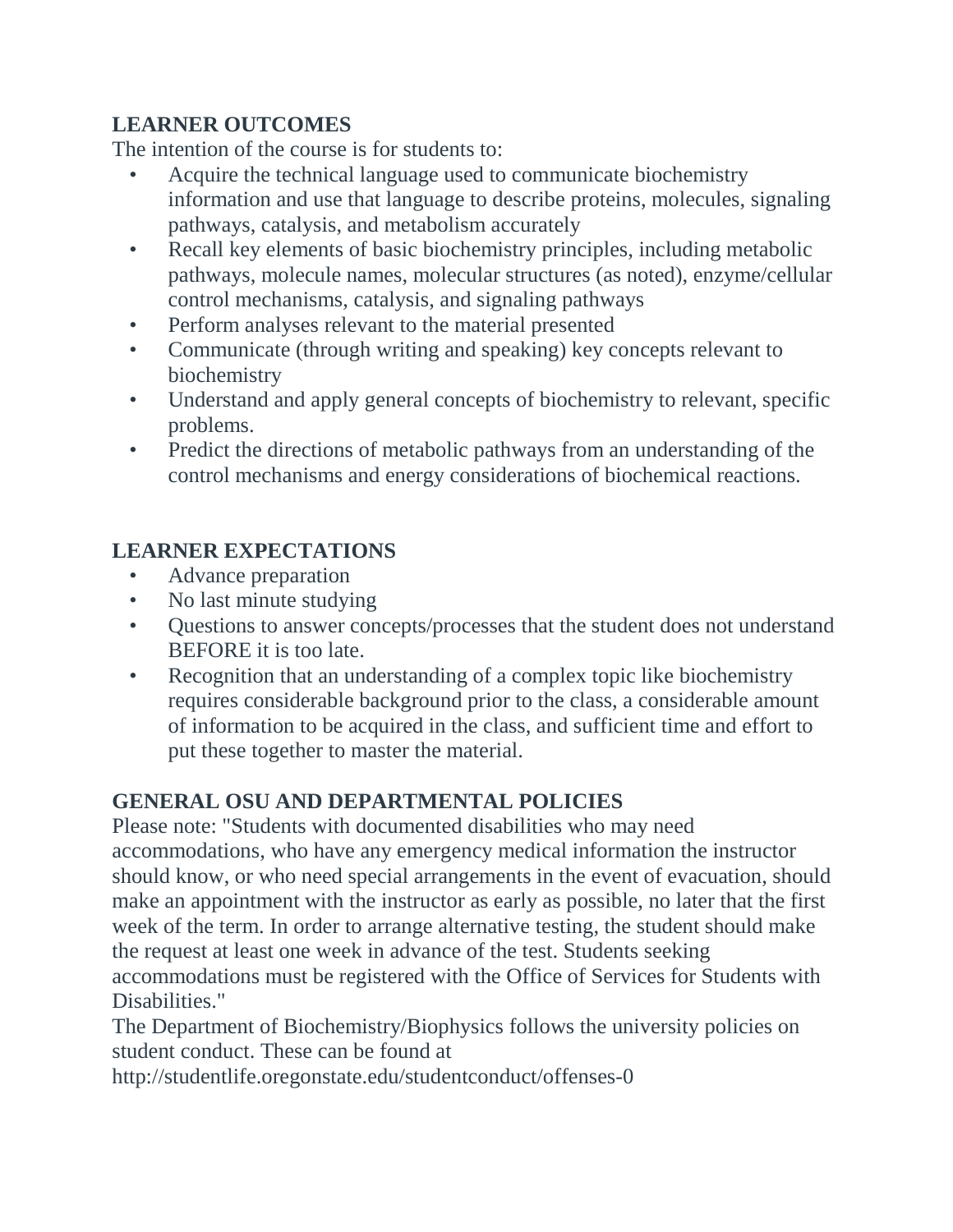## LEARNER OUTCOMES

The intention of the course is for students to:

- Acquire the technical language used to communicate biochemistry information and use that language to describe proteins, molecules, signaling pathways, catalysis, and metabolism accurately
- Recall key elements of basic biochemistry principles, including metabolic pathways, molecule names, molecular structures (as noted), enzyme/cellular control mechanisms, catalysis, and signaling pathways
- Perform analyses relevant to the material presented
- Communicate (through writing and speaking) key concepts relevant to biochemistry
- Understand and apply general concepts of biochemistry to relevant, specific problems.
- Predict the directions of metabolic pathways from an understanding of the control mechanisms and energy considerations of biochemical reactions.

## LEARNER EXPECTATIONS

- Advance preparation
- No last minute studying
- Questions to answer concepts/processes that the student does not understand BEFORE it is too late.
- Recognition that an understanding of a complex topic like biochemistry requires considerable background prior to the class, a considerable amount of information to be acquired in the class, and sufficient time and effort to put these together to master the material.

## GENERAL OSU AND DEPARTMENTAL POLICIES

Please note: "Students with documented disabilities who may need accommodations, who have any emergency medical information the instructor should know, or who need special arrangements in the event of evacuation, should make an appointment with the instructor as early as possible, no later that the first week of the term. In order to arrange alternative testing, the student should make the request at least one week in advance of the test. Students seeking accommodations must be registered with the Office of Services for Students with Disabilities."

The Department of Biochemistry/Biophysics follows the university policies on student conduct. These can be found at
http://studentlife.oregonstate.edu/studentconduct/offenses-0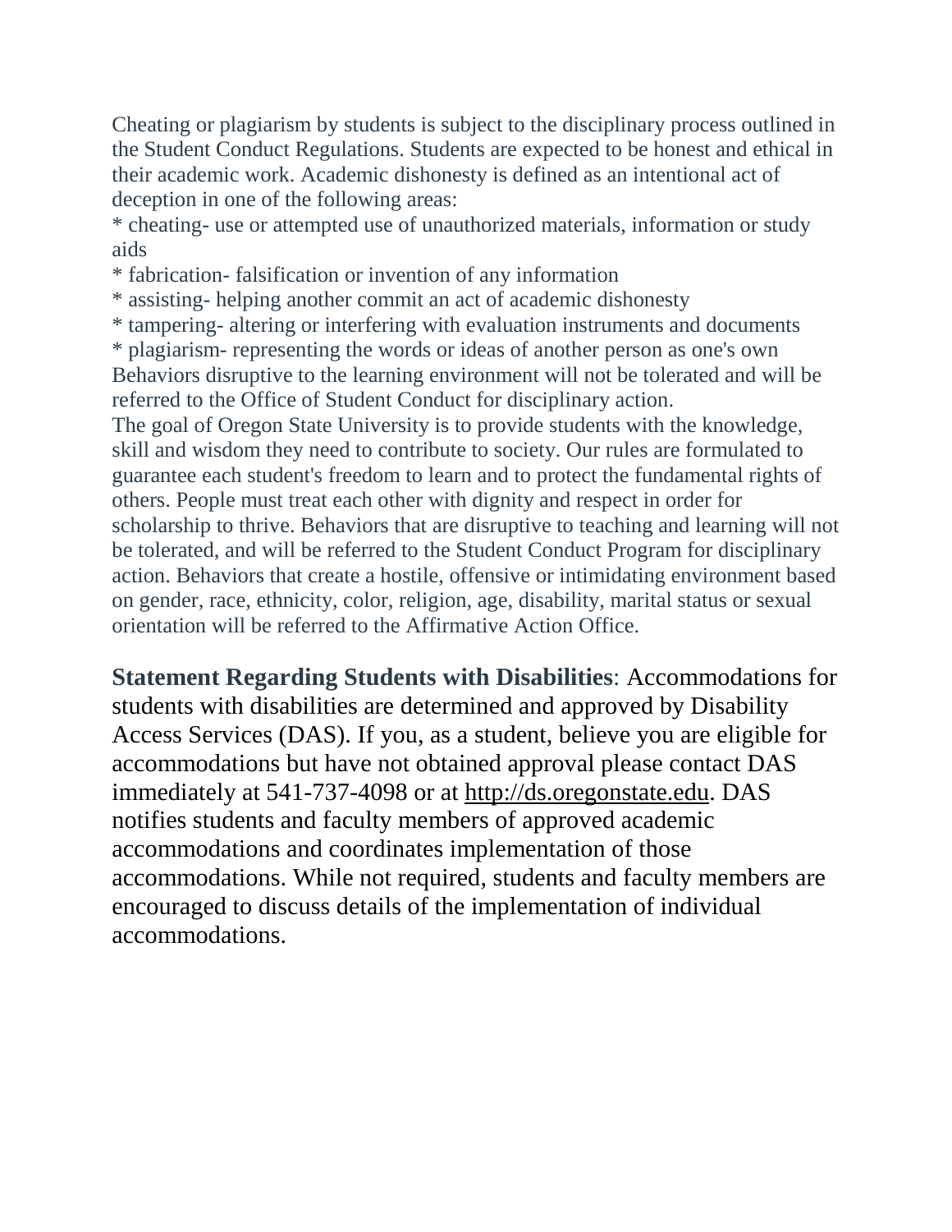Cheating or plagiarism by students is subject to the disciplinary process outlined in the Student Conduct Regulations. Students are expected to be honest and ethical in their academic work. Academic dishonesty is defined as an intentional act of deception in one of the following areas:

* cheating- use or attempted use of unauthorized materials, information or study aids
* fabrication- falsification or invention of any information
* assisting- helping another commit an act of academic dishonesty
* tampering- altering or interfering with evaluation instruments and documents
* plagiarism- representing the words or ideas of another person as one's own

Behaviors disruptive to the learning environment will not be tolerated and will be referred to the Office of Student Conduct for disciplinary action.

The goal of Oregon State University is to provide students with the knowledge, skill and wisdom they need to contribute to society. Our rules are formulated to guarantee each student's freedom to learn and to protect the fundamental rights of others. People must treat each other with dignity and respect in order for scholarship to thrive. Behaviors that are disruptive to teaching and learning will not be tolerated, and will be referred to the Student Conduct Program for disciplinary action. Behaviors that create a hostile, offensive or intimidating environment based on gender, race, ethnicity, color, religion, age, disability, marital status or sexual orientation will be referred to the Affirmative Action Office.

**Statement Regarding Students with Disabilities**: Accommodations for students with disabilities are determined and approved by Disability Access Services (DAS). If you, as a student, believe you are eligible for accommodations but have not obtained approval please contact DAS immediately at 541-737-4098 or at http://ds.oregonstate.edu. DAS notifies students and faculty members of approved academic accommodations and coordinates implementation of those accommodations. While not required, students and faculty members are encouraged to discuss details of the implementation of individual accommodations.